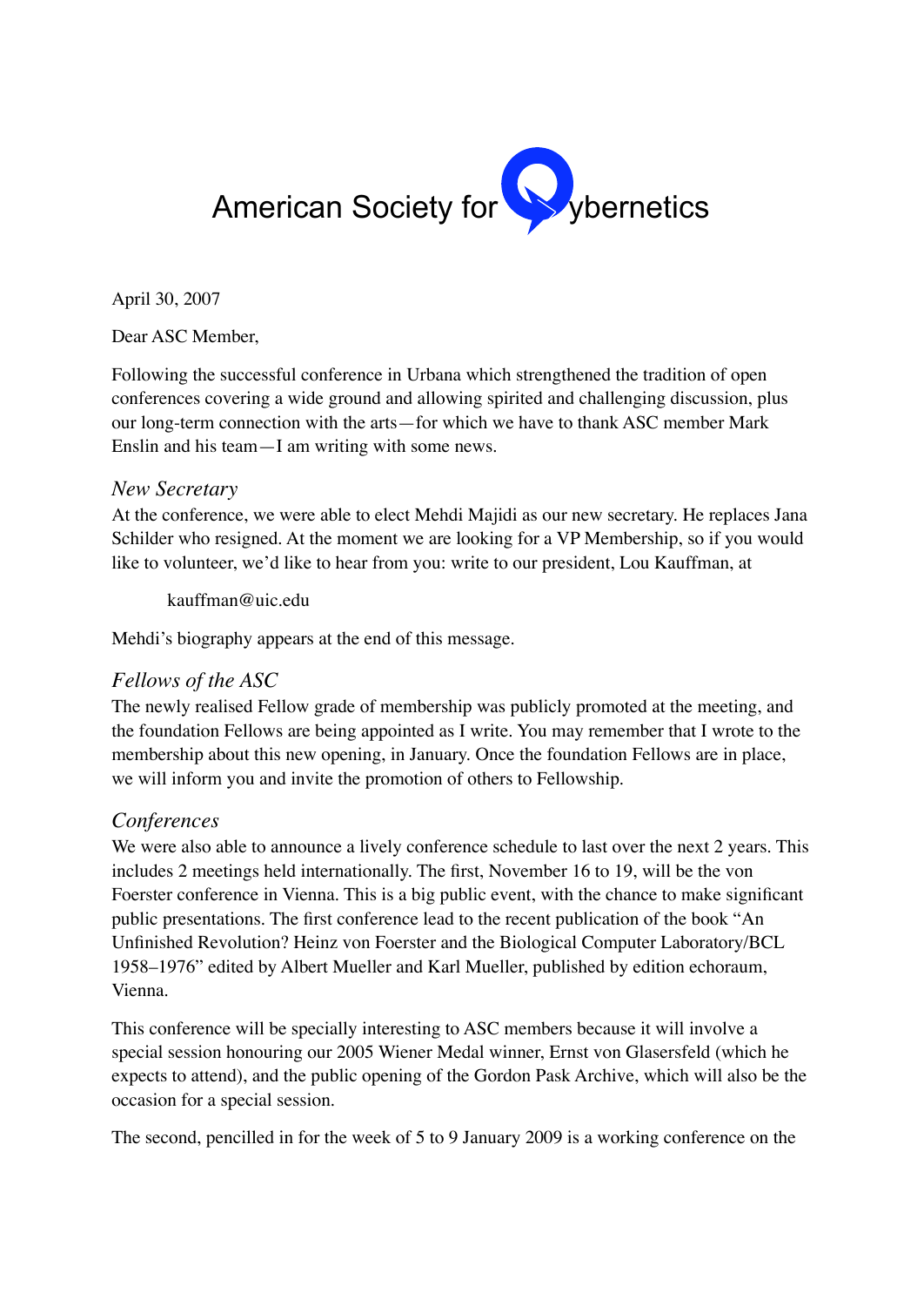# American Society for Cybernetics

April 30, 2007

Dear ASC Member,

Following the successful conference in Urbana which strengthened the tradition of open conferences covering a wide ground and allowing spirited and challenging discussion, plus our long-term connection with the arts—for which we have to thank ASC member Mark Enslin and his team—I am writing with some news.

## *New Secretary*

At the conference, we were able to elect Mehdi Majidi as our new secretary. He replaces Jana Schilder who resigned. At the moment we are looking for a VP Membership, so if you would like to volunteer, we'd like to hear from you: write to our president, Lou Kauffman, at

> kauffman@uic.edu

Mehdi's biography appears at the end of this message.

## *Fellows of the ASC*

The newly realised Fellow grade of membership was publicly promoted at the meeting, and the foundation Fellows are being appointed as I write. You may remember that I wrote to the membership about this new opening, in January. Once the foundation Fellows are in place, we will inform you and invite the promotion of others to Fellowship.

## *Conferences*

We were also able to announce a lively conference schedule to last over the next 2 years. This includes 2 meetings held internationally. The first, November 16 to 19, will be the von Foerster conference in Vienna. This is a big public event, with the chance to make significant public presentations. The first conference lead to the recent publication of the book "An Unfinished Revolution? Heinz von Foerster and the Biological Computer Laboratory/BCL 1958–1976" edited by Albert Mueller and Karl Mueller, published by edition echoraum, Vienna.

This conference will be specially interesting to ASC members because it will involve a special session honouring our 2005 Wiener Medal winner, Ernst von Glasersfeld (which he expects to attend), and the public opening of the Gordon Pask Archive, which will also be the occasion for a special session.

The second, pencilled in for the week of 5 to 9 January 2009 is a working conference on the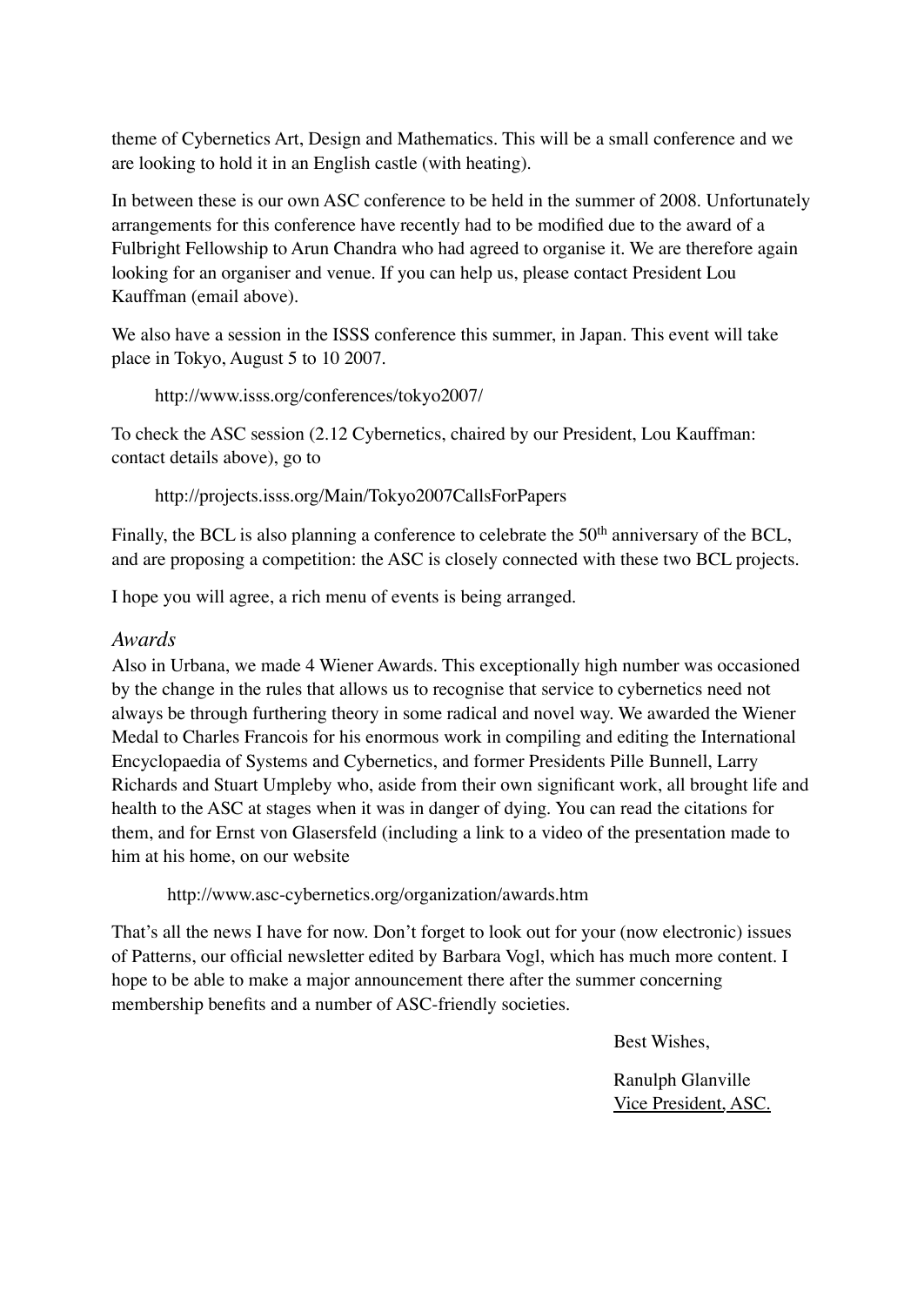theme of Cybernetics Art, Design and Mathematics. This will be a small conference and we are looking to hold it in an English castle (with heating).

In between these is our own ASC conference to be held in the summer of 2008. Unfortunately arrangements for this conference have recently had to be modified due to the award of a Fulbright Fellowship to Arun Chandra who had agreed to organise it. We are therefore again looking for an organiser and venue. If you can help us, please contact President Lou Kauffman (email above).

We also have a session in the ISSS conference this summer, in Japan. This event will take place in Tokyo, August 5 to 10 2007.

http://www.isss.org/conferences/tokyo2007/

To check the ASC session (2.12 Cybernetics, chaired by our President, Lou Kauffman: contact details above), go to

http://projects.isss.org/Main/Tokyo2007CallsForPapers

Finally, the BCL is also planning a conference to celebrate the 50th anniversary of the BCL, and are proposing a competition: the ASC is closely connected with these two BCL projects.

I hope you will agree, a rich menu of events is being arranged.

### *Awards*

Also in Urbana, we made 4 Wiener Awards. This exceptionally high number was occasioned by the change in the rules that allows us to recognise that service to cybernetics need not always be through furthering theory in some radical and novel way. We awarded the Wiener Medal to Charles Francois for his enormous work in compiling and editing the International Encyclopaedia of Systems and Cybernetics, and former Presidents Pille Bunnell, Larry Richards and Stuart Umpleby who, aside from their own significant work, all brought life and health to the ASC at stages when it was in danger of dying. You can read the citations for them, and for Ernst von Glasersfeld (including a link to a video of the presentation made to him at his home, on our website

http://www.asc-cybernetics.org/organization/awards.htm

That's all the news I have for now. Don't forget to look out for your (now electronic) issues of Patterns, our official newsletter edited by Barbara Vogl, which has much more content. I hope to be able to make a major announcement there after the summer concerning membership benefits and a number of ASC-friendly societies.

Best Wishes,

Ranulph Glanville
Vice President, ASC.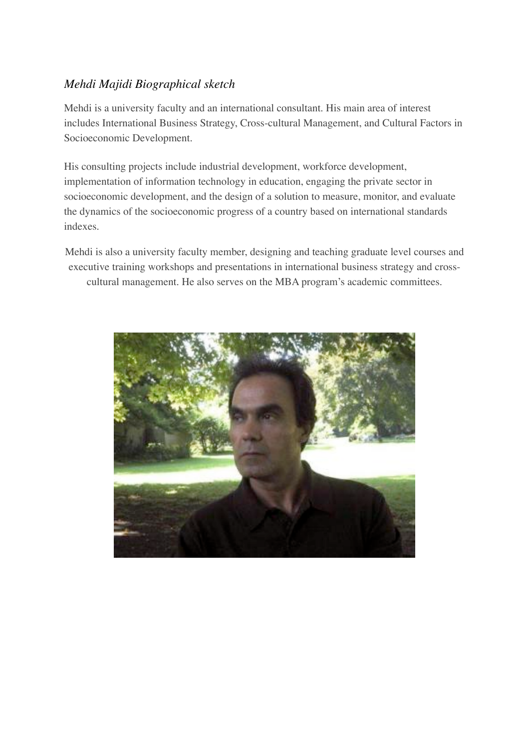*Mehdi Majidi Biographical sketch*

Mehdi is a university faculty and an international consultant. His main area of interest includes International Business Strategy, Cross-cultural Management, and Cultural Factors in Socioeconomic Development.

His consulting projects include industrial development, workforce development, implementation of information technology in education, engaging the private sector in socioeconomic development, and the design of a solution to measure, monitor, and evaluate the dynamics of the socioeconomic progress of a country based on international standards indexes.

Mehdi is also a university faculty member, designing and teaching graduate level courses and executive training workshops and presentations in international business strategy and cross-cultural management. He also serves on the MBA program's academic committees.